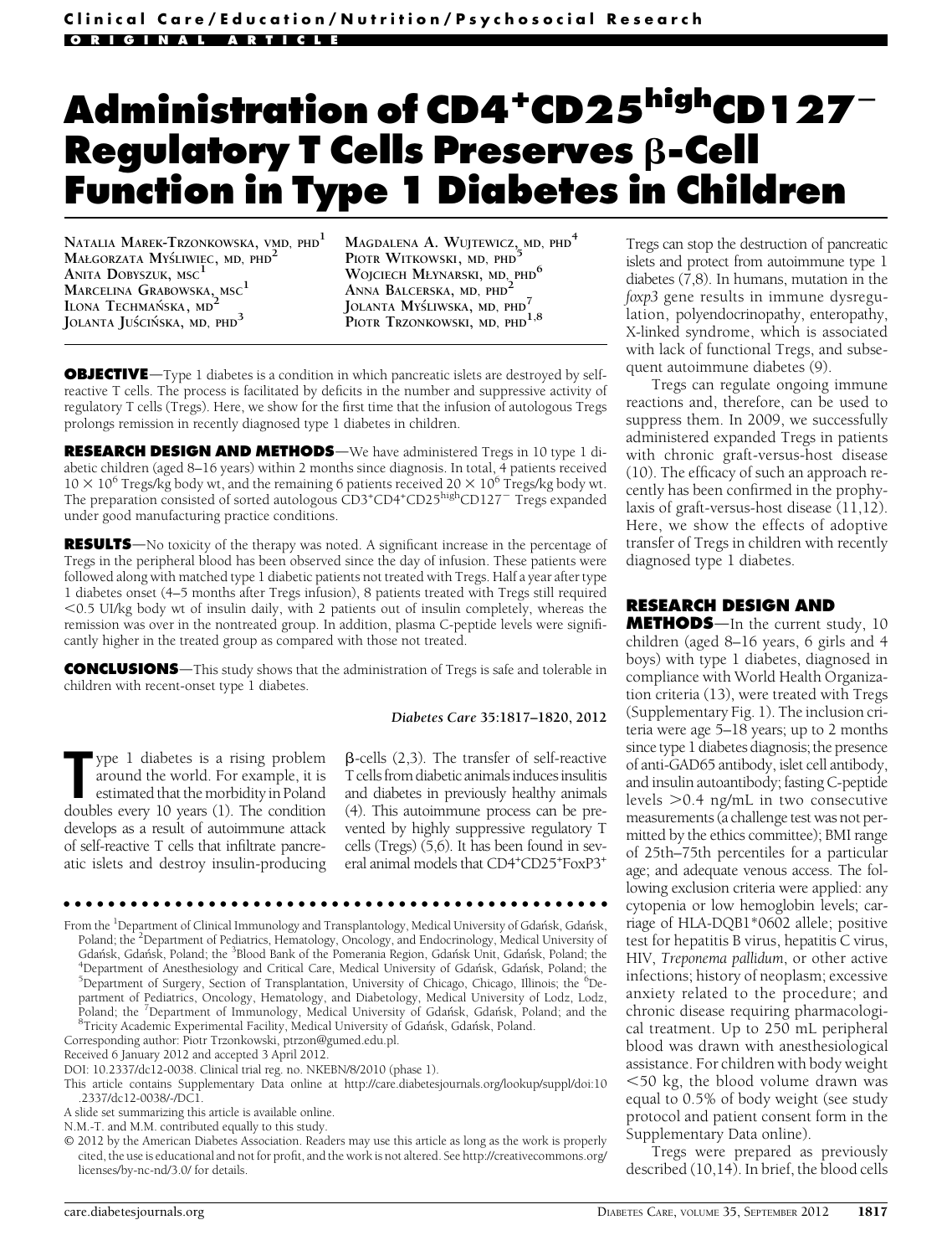Clinical Care/Education/Nutrition/Psychosocial Research

ORIGINAL ARTICLE

# Administration of CD4$^+$CD25$^{high}$CD127$^-$ Regulatory T Cells Preserves β-Cell Function in Type 1 Diabetes in Children

NATALIA MAREK-TRZONKOWSKA, VMD, PHD[1]
MAŁGORZATA MYŚLIWIEC, MD, PHD[2]
ANITA DOBYSZUK, MSC[1]
MARCELINA GRABOWSKA, MSC[1]
ILONA TECHMAŃSKA, MD[2]
JOLANTA JUŚCIŃSKA, MD, PHD[3]
MAGDALENA A. WUJTEWICZ, MD, PHD[4]
PIOTR WITKOWSKI, MD, PHD[5]
WOJCIECH MŁYNARSKI, MD, PHD[6]
ANNA BALCERSKA, MD, PHD[2]
JOLANTA MYŚLIWSKA, MD, PHD[7]
PIOTR TRZONKOWSKI, MD, PHD[1,8]

**OBJECTIVE**—Type 1 diabetes is a condition in which pancreatic islets are destroyed by self-reactive T cells. The process is facilitated by deficits in the number and suppressive activity of regulatory T cells (Tregs). Here, we show for the first time that the infusion of autologous Tregs prolongs remission in recently diagnosed type 1 diabetes in children.

**RESEARCH DESIGN AND METHODS**—We have administered Tregs in 10 type 1 diabetic children (aged 8–16 years) within 2 months since diagnosis. In total, 4 patients received $10 \times 10^6$ Tregs/kg body wt, and the remaining 6 patients received $20 \times 10^6$ Tregs/kg body wt. The preparation consisted of sorted autologous CD3$^+$CD4$^+$CD25$^{high}$CD127$^-$ Tregs expanded under good manufacturing practice conditions.

**RESULTS**—No toxicity of the therapy was noted. A significant increase in the percentage of Tregs in the peripheral blood has been observed since the day of infusion. These patients were followed along with matched type 1 diabetic patients not treated with Tregs. Half a year after type 1 diabetes onset (4–5 months after Tregs infusion), 8 patients treated with Tregs still required <0.5 UI/kg body wt of insulin daily, with 2 patients out of insulin completely, whereas the remission was over in the nontreated group. In addition, plasma C-peptide levels were significantly higher in the treated group as compared with those not treated.

**CONCLUSIONS**—This study shows that the administration of Tregs is safe and tolerable in children with recent-onset type 1 diabetes.

*Diabetes Care* 35:1817–1820, 2012

Type 1 diabetes is a rising problem around the world. For example, it is estimated that the morbidity in Poland doubles every 10 years (1). The condition develops as a result of autoimmune attack of self-reactive T cells that infiltrate pancreatic islets and destroy insulin-producing β-cells (2,3). The transfer of self-reactive T cells from diabetic animals induces insulitis and diabetes in previously healthy animals (4). This autoimmune process can be prevented by highly suppressive regulatory T cells (Tregs) (5,6). It has been found in several animal models that CD4$^+$CD25$^+$FoxP3$^+$ Tregs can stop the destruction of pancreatic islets and protect from autoimmune type 1 diabetes (7,8). In humans, mutation in the *foxp3* gene results in immune dysregulation, polyendocrinopathy, enteropathy, X-linked syndrome, which is associated with lack of functional Tregs, and subsequent autoimmune diabetes (9).

Tregs can regulate ongoing immune reactions and, therefore, can be used to suppress them. In 2009, we successfully administered expanded Tregs in patients with chronic graft-versus-host disease (10). The efficacy of such an approach recently has been confirmed in the prophylaxis of graft-versus-host disease (11,12). Here, we show the effects of adoptive transfer of Tregs in children with recently diagnosed type 1 diabetes.

## RESEARCH DESIGN AND METHODS

In the current study, 10 children (aged 8–16 years, 6 girls and 4 boys) with type 1 diabetes, diagnosed in compliance with World Health Organization criteria (13), were treated with Tregs (Supplementary Fig. 1). The inclusion criteria were age 5–18 years; up to 2 months since type 1 diabetes diagnosis; the presence of anti-GAD65 antibody, islet cell antibody, and insulin autoantibody; fasting C-peptide levels >0.4 ng/mL in two consecutive measurements (a challenge test was not permitted by the ethics committee); BMI range of 25th–75th percentiles for a particular age; and adequate venous access. The following exclusion criteria were applied: any cytopenia or low hemoglobin levels; carriage of HLA-DQB1*0602 allele; positive test for hepatitis B virus, hepatitis C virus, HIV, *Treponema pallidum*, or other active infections; history of neoplasm; excessive anxiety related to the procedure; and chronic disease requiring pharmacological treatment. Up to 250 mL peripheral blood was drawn with anesthesiological assistance. For children with body weight <50 kg, the blood volume drawn was equal to 0.5% of body weight (see study protocol and patient consent form in the Supplementary Data online).

Tregs were prepared as previously described (10,14). In brief, the blood cells

From the [1]Department of Clinical Immunology and Transplantology, Medical University of Gdańsk, Gdańsk, Poland; the [2]Department of Pediatrics, Hematology, Oncology, and Endocrinology, Medical University of Gdańsk, Gdańsk, Poland; the [3]Blood Bank of the Pomerania Region, Gdańsk Unit, Gdańsk, Poland; the [4]Department of Anesthesiology and Critical Care, Medical University of Gdańsk, Gdańsk, Poland; the [5]Department of Surgery, Section of Transplantation, University of Chicago, Chicago, Illinois; the [6]Department of Pediatrics, Oncology, Hematology, and Diabetology, Medical University of Lodz, Lodz, Poland; the [7]Department of Immunology, Medical University of Gdańsk, Gdańsk, Poland; and the [8]Tricity Academic Experimental Facility, Medical University of Gdańsk, Gdańsk, Poland.

Corresponding author: Piotr Trzonkowski, ptrzon@gumed.edu.pl.

Received 6 January 2012 and accepted 3 April 2012.

DOI: 10.2337/dc12-0038. Clinical trial reg. no. NKEBN/8/2010 (phase 1).

This article contains Supplementary Data online at http://care.diabetesjournals.org/lookup/suppl/doi:10.2337/dc12-0038/-/DC1.

A slide set summarizing this article is available online.

N.M.-T. and M.M. contributed equally to this study.

© 2012 by the American Diabetes Association. Readers may use this article as long as the work is properly cited, the use is educational and not for profit, and the work is not altered. See http://creativecommons.org/licenses/by-nc-nd/3.0/ for details.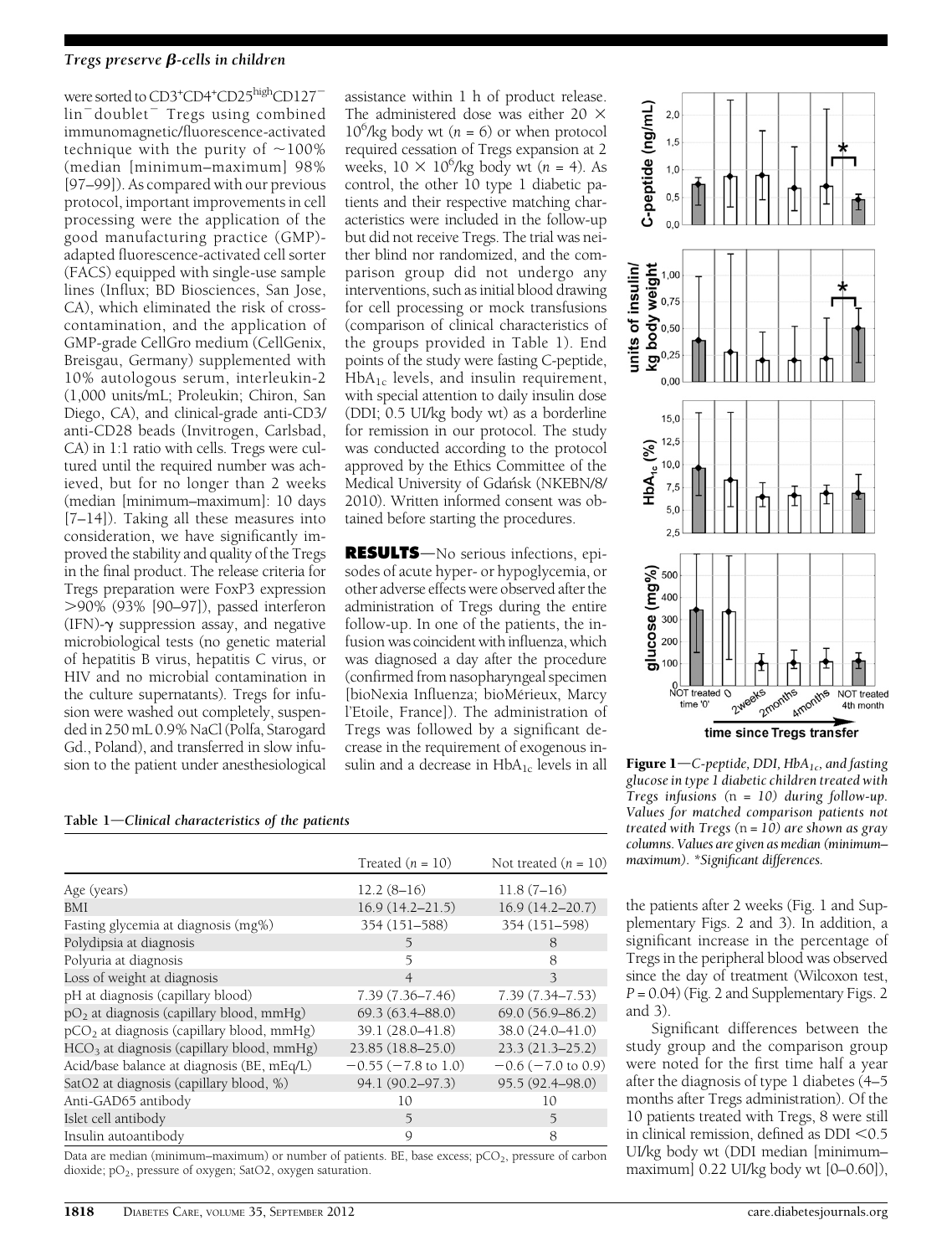were sorted to $CD3^{+}CD4^{+}CD25^{high}CD127^{-}$ $lin^{-}doublet^{-}$ Tregs using combined immunomagnetic/fluorescence-activated technique with the purity of ~100% (median [minimum–maximum] 98% [97–99]). As compared with our previous protocol, important improvements in cell processing were the application of the good manufacturing practice (GMP)-adapted fluorescence-activated cell sorter (FACS) equipped with single-use sample lines (Influx; BD Biosciences, San Jose, CA), which eliminated the risk of cross-contamination, and the application of GMP-grade CellGro medium (CellGenix, Breisgau, Germany) supplemented with 10% autologous serum, interleukin-2 (1,000 units/mL; Proleukin; Chiron, San Diego, CA), and clinical-grade anti-CD3/anti-CD28 beads (Invitrogen, Carlsbad, CA) in 1:1 ratio with cells. Tregs were cultured until the required number was achieved, but for no longer than 2 weeks (median [minimum–maximum]: 10 days [7–14]). Taking all these measures into consideration, we have significantly improved the stability and quality of the Tregs in the final product. The release criteria for Tregs preparation were FoxP3 expression >90% (93% [90–97]), passed interferon (IFN)-γ suppression assay, and negative microbiological tests (no genetic material of hepatitis B virus, hepatitis C virus, or HIV and no microbial contamination in the culture supernatants). Tregs for infusion were washed out completely, suspended in 250 mL 0.9% NaCl (Polfa, Starogard Gd., Poland), and transferred in slow infusion to the patient under anesthesiological assistance within 1 h of product release. The administered dose was either $20 \times 10^{6}$/kg body wt ($n = 6$) or when protocol required cessation of Tregs expansion at 2 weeks, $10 \times 10^{6}$/kg body wt ($n = 4$). As control, the other 10 type 1 diabetic patients and their respective matching characteristics were included in the follow-up but did not receive Tregs. The trial was neither blind nor randomized, and the comparison group did not undergo any interventions, such as initial blood drawing for cell processing or mock transfusions (comparison of clinical characteristics of the groups provided in Table 1). End points of the study were fasting C-peptide, $HbA_{1c}$ levels, and insulin requirement, with special attention to daily insulin dose (DDI; 0.5 UI/kg body wt) as a borderline for remission in our protocol. The study was conducted according to the protocol approved by the Ethics Committee of the Medical University of Gdańsk (NKEBN/8/2010). Written informed consent was obtained before starting the procedures.

## RESULTS

—No serious infections, episodes of acute hyper- or hypoglycemia, or other adverse effects were observed after the administration of Tregs during the entire follow-up. In one of the patients, the infusion was coincident with influenza, which was diagnosed a day after the procedure (confirmed from nasopharyngeal specimen [bioNexia Influenza; bioMérieux, Marcy l'Etoile, France]). The administration of Tregs was followed by a significant decrease in the requirement of exogenous insulin and a decrease in $HbA_{1c}$ levels in all the patients after 2 weeks (Fig. 1 and Supplementary Figs. 2 and 3). In addition, a significant increase in the percentage of Tregs in the peripheral blood was observed since the day of treatment (Wilcoxon test, $P = 0.04$) (Fig. 2 and Supplementary Figs. 2 and 3).

Significant differences between the study group and the comparison group were noted for the first time half a year after the diagnosis of type 1 diabetes (4–5 months after Tregs administration). Of the 10 patients treated with Tregs, 8 were still in clinical remission, defined as DDI <0.5 UI/kg body wt (DDI median [minimum–maximum] 0.22 UI/kg body wt [0–0.60]),

**Table 1—Clinical characteristics of the patients**

| | Treated ($n = 10$) | Not treated ($n = 10$) |
|---|---|---|
| Age (years) | 12.2 (8–16) | 11.8 (7–16) |
| BMI | 16.9 (14.2–21.5) | 16.9 (14.2–20.7) |
| Fasting glycemia at diagnosis (mg%) | 354 (151–588) | 354 (151–598) |
| Polydipsia at diagnosis | 5 | 8 |
| Polyuria at diagnosis | 5 | 8 |
| Loss of weight at diagnosis | 4 | 3 |
| pH at diagnosis (capillary blood) | 7.39 (7.36–7.46) | 7.39 (7.34–7.53) |
| $pO_2$ at diagnosis (capillary blood, mmHg) | 69.3 (63.4–88.0) | 69.0 (56.9–86.2) |
| $pCO_2$ at diagnosis (capillary blood, mmHg) | 39.1 (28.0–41.8) | 38.0 (24.0–41.0) |
| $HCO_3$ at diagnosis (capillary blood, mmHg) | 23.85 (18.8–25.0) | 23.3 (21.3–25.2) |
| Acid/base balance at diagnosis (BE, mEq/L) | −0.55 (−7.8 to 1.0) | −0.6 (−7.0 to 0.9) |
| SatO2 at diagnosis (capillary blood, %) | 94.1 (90.2–97.3) | 95.5 (92.4–98.0) |
| Anti-GAD65 antibody | 10 | 10 |
| Islet cell antibody | 5 | 5 |
| Insulin autoantibody | 9 | 8 |

Data are median (minimum–maximum) or number of patients. BE, base excess; $pCO_2$, pressure of carbon dioxide; $pO_2$, pressure of oxygen; SatO2, oxygen saturation.

C-peptide (ng/mL)
2,0
1,5
1,0
0,5
0,0
*

units of insulin/ kg body weight
1,00
0,75
0,50
0,25
0,00
*

$HbA_{1c}$ (%)
15,0
12,5
10,0
7,5
5,0
2,5

glucose (mg%)
500
400
300
200
100
0

NOT treated time '0'
0
2weeks
2months
4months
NOT treated 4th month
time since Tregs transfer

**Figure 1**—*C-peptide, DDI, $HbA_{1c}$, and fasting glucose in type 1 diabetic children treated with Tregs infusions ($n = 10$) during follow-up. Values for matched comparison patients not treated with Tregs ($n = 10$) are shown as gray columns. Values are given as median (minimum–maximum). *Significant differences.*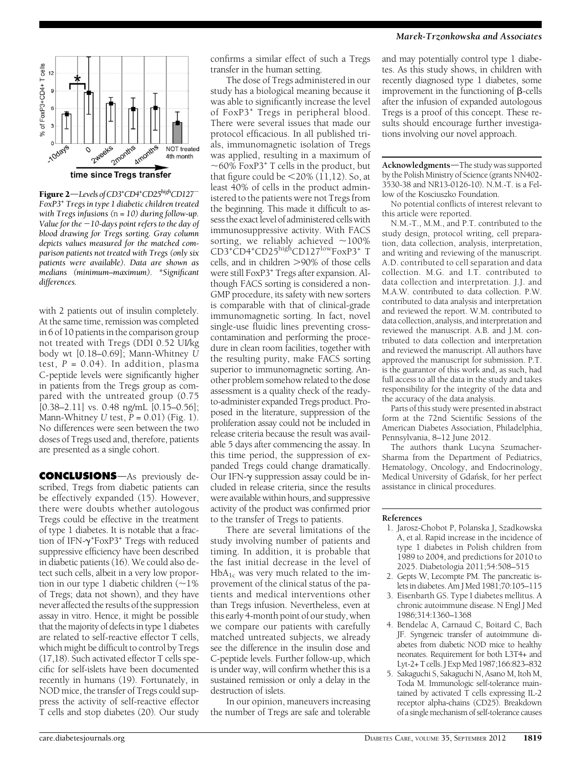% of FoxP3+CD4+ T cells

12

9

6

3

0

*

-10days

0

2weeks

2months

4months

NOT treated 4th month

time since Tregs transfer

**Figure 2**—*Levels of CD3*$^{+}$*CD4*$^{+}$*CD25*$^{high}$*CD127*$^{-}$ *FoxP3*$^{+}$ *Tregs in type 1 diabetic children treated with Tregs infusions* (n = *10) during follow-up. Value for the −10-days point refers to the day of blood drawing for Tregs sorting. Gray column depicts values measured for the matched comparison patients not treated with Tregs (only six patients were available). Data are shown as medians (minimum–maximum). \*Significant differences.*

with 2 patients out of insulin completely. At the same time, remission was completed in 6 of 10 patients in the comparison group not treated with Tregs (DDI 0.52 UI/kg body wt [0.18–0.69]; Mann-Whitney *U* test, $P = 0.04$). In addition, plasma C-peptide levels were significantly higher in patients from the Tregs group as compared with the untreated group (0.75 [0.38–2.11] vs. 0.48 ng/mL [0.15–0.56]; Mann-Whitney *U* test, $P = 0.01$) (Fig. 1). No differences were seen between the two doses of Tregs used and, therefore, patients are presented as a single cohort.

## CONCLUSIONS

—As previously described, Tregs from diabetic patients can be effectively expanded (15). However, there were doubts whether autologous Tregs could be effective in the treatment of type 1 diabetes. It is notable that a fraction of IFN-$\gamma^{+}$FoxP3$^{+}$ Tregs with reduced suppressive efficiency have been described in diabetic patients (16). We could also detect such cells, albeit in a very low proportion in our type 1 diabetic children (~1% of Tregs; data not shown), and they have never affected the results of the suppression assay in vitro. Hence, it might be possible that the majority of defects in type 1 diabetes are related to self-reactive effector T cells, which might be difficult to control by Tregs (17,18). Such activated effector T cells specific for self-islets have been documented recently in humans (19). Fortunately, in NOD mice, the transfer of Tregs could suppress the activity of self-reactive effector T cells and stop diabetes (20). Our study confirms a similar effect of such a Tregs transfer in the human setting.

The dose of Tregs administered in our study has a biological meaning because it was able to significantly increase the level of FoxP3$^{+}$ Tregs in peripheral blood. There were several issues that made our protocol efficacious. In all published trials, immunomagnetic isolation of Tregs was applied, resulting in a maximum of ~60% FoxP3$^{+}$ T cells in the product, but that figure could be <20% (11,12). So, at least 40% of cells in the product administered to the patients were not Tregs from the beginning. This made it difficult to assess the exact level of administered cells with immunosuppressive activity. With FACS sorting, we reliably achieved ~100% CD3$^{+}$CD4$^{+}$CD25$^{high}$CD127$^{low}$FoxP3$^{+}$ T cells, and in children >90% of those cells were still FoxP3$^{+}$ Tregs after expansion. Although FACS sorting is considered a non-GMP procedure, its safety with new sorters is comparable with that of clinical-grade immunomagnetic sorting. In fact, novel single-use fluidic lines preventing cross-contamination and performing the procedure in clean room facilities, together with the resulting purity, make FACS sorting superior to immunomagnetic sorting. Another problem somehow related to the dose assessment is a quality check of the ready-to-administer expanded Tregs product. Proposed in the literature, suppression of the proliferation assay could not be included in release criteria because the result was available 5 days after commencing the assay. In this time period, the suppression of expanded Tregs could change dramatically. Our IFN-$\gamma$ suppression assay could be included in release criteria, since the results were available within hours, and suppressive activity of the product was confirmed prior to the transfer of Tregs to patients.

There are several limitations of the study involving number of patients and timing. In addition, it is probable that the fast initial decrease in the level of $HbA_{1c}$ was very much related to the improvement of the clinical status of the patients and medical interventions other than Tregs infusion. Nevertheless, even at this early 4-month point of our study, when we compare our patients with carefully matched untreated subjects, we already see the difference in the insulin dose and C-peptide levels. Further follow-up, which is under way, will confirm whether this is a sustained remission or only a delay in the destruction of islets.

In our opinion, maneuvers increasing the number of Tregs are safe and tolerable and may potentially control type 1 diabetes. As this study shows, in children with recently diagnosed type 1 diabetes, some improvement in the functioning of β-cells after the infusion of expanded autologous Tregs is a proof of this concept. These results should encourage further investigations involving our novel approach.

**Acknowledgments**—The study was supported by the Polish Ministry of Science (grants NN402-3530-38 and NR13-0126-10). N.M.-T. is a Fellow of the Kosciuszko Foundation.

No potential conflicts of interest relevant to this article were reported.

N.M.-T., M.M., and P.T. contributed to the study design, protocol writing, cell preparation, data collection, analysis, interpretation, and writing and reviewing of the manuscript. A.D. contributed to cell separation and data collection. M.G. and I.T. contributed to data collection and interpretation. J.J. and M.A.W. contributed to data collection. P.W. contributed to data analysis and interpretation and reviewed the report. W.M. contributed to data collection, analysis, and interpretation and reviewed the manuscript. A.B. and J.M. contributed to data collection and interpretation and reviewed the manuscript. All authors have approved the manuscript for submission. P.T. is the guarantor of this work and, as such, had full access to all the data in the study and takes responsibility for the integrity of the data and the accuracy of the data analysis.

Parts of this study were presented in abstract form at the 72nd Scientific Sessions of the American Diabetes Association, Philadelphia, Pennsylvania, 8–12 June 2012.

The authors thank Lucyna Szumacher-Sharma from the Department of Pediatrics, Hematology, Oncology, and Endocrinology, Medical University of Gdańsk, for her perfect assistance in clinical procedures.

## References

1. Jarosz-Chobot P, Polanska J, Szadkowska A, et al. Rapid increase in the incidence of type 1 diabetes in Polish children from 1989 to 2004, and predictions for 2010 to 2025. Diabetologia 2011;54:508–515
2. Gepts W, Lecompte PM. The pancreatic islets in diabetes. Am J Med 1981;70:105–115
3. Eisenbarth GS. Type I diabetes mellitus. A chronic autoimmune disease. N Engl J Med 1986;314:1360–1368
4. Bendelac A, Carnaud C, Boitard C, Bach JF. Syngeneic transfer of autoimmune diabetes from diabetic NOD mice to healthy neonates. Requirement for both L3T4+ and Lyt-2+ T cells. J Exp Med 1987;166:823–832
5. Sakaguchi S, Sakaguchi N, Asano M, Itoh M, Toda M. Immunologic self-tolerance maintained by activated T cells expressing IL-2 receptor alpha-chains (CD25). Breakdown of a single mechanism of self-tolerance causes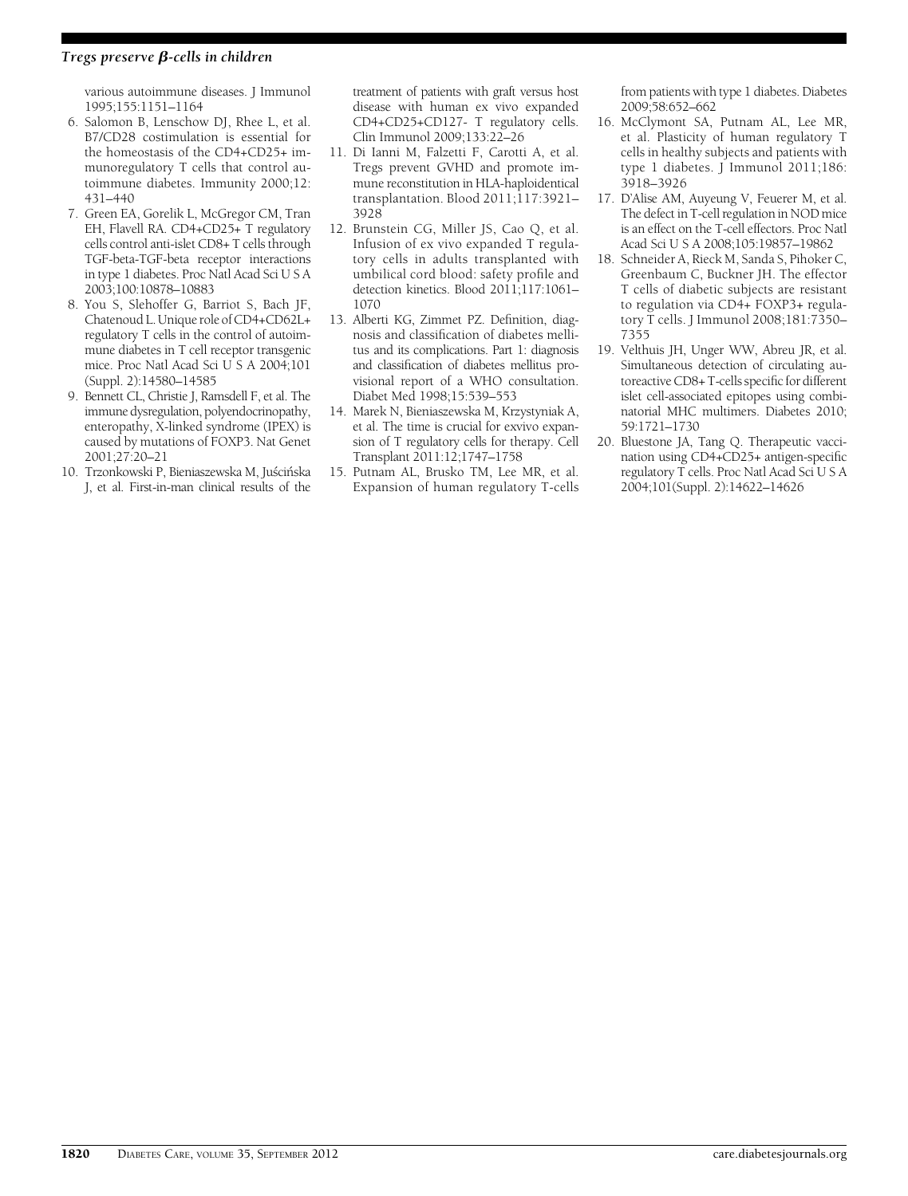various autoimmune diseases. J Immunol 1995;155:1151–1164

6. Salomon B, Lenschow DJ, Rhee L, et al. B7/CD28 costimulation is essential for the homeostasis of the CD4+CD25+ immunoregulatory T cells that control autoimmune diabetes. Immunity 2000;12: 431–440
7. Green EA, Gorelik L, McGregor CM, Tran EH, Flavell RA. CD4+CD25+ T regulatory cells control anti-islet CD8+ T cells through TGF-beta-TGF-beta receptor interactions in type 1 diabetes. Proc Natl Acad Sci U S A 2003;100:10878–10883
8. You S, Slehoffer G, Barriot S, Bach JF, Chatenoud L. Unique role of CD4+CD62L+ regulatory T cells in the control of autoimmune diabetes in T cell receptor transgenic mice. Proc Natl Acad Sci U S A 2004;101 (Suppl. 2):14580–14585
9. Bennett CL, Christie J, Ramsdell F, et al. The immune dysregulation, polyendocrinopathy, enteropathy, X-linked syndrome (IPEX) is caused by mutations of FOXP3. Nat Genet 2001;27:20–21
10. Trzonkowski P, Bieniaszewska M, Juścińska J, et al. First-in-man clinical results of the treatment of patients with graft versus host disease with human ex vivo expanded CD4+CD25+CD127- T regulatory cells. Clin Immunol 2009;133:22–26
11. Di Ianni M, Falzetti F, Carotti A, et al. Tregs prevent GVHD and promote immune reconstitution in HLA-haploidentical transplantation. Blood 2011;117:3921–3928
12. Brunstein CG, Miller JS, Cao Q, et al. Infusion of ex vivo expanded T regulatory cells in adults transplanted with umbilical cord blood: safety profile and detection kinetics. Blood 2011;117:1061–1070
13. Alberti KG, Zimmet PZ. Definition, diagnosis and classification of diabetes mellitus and its complications. Part 1: diagnosis and classification of diabetes mellitus provisional report of a WHO consultation. Diabet Med 1998;15:539–553
14. Marek N, Bieniaszewska M, Krzystyniak A, et al. The time is crucial for exvivo expansion of T regulatory cells for therapy. Cell Transplant 2011:12;1747–1758
15. Putnam AL, Brusko TM, Lee MR, et al. Expansion of human regulatory T-cells from patients with type 1 diabetes. Diabetes 2009;58:652–662
16. McClymont SA, Putnam AL, Lee MR, et al. Plasticity of human regulatory T cells in healthy subjects and patients with type 1 diabetes. J Immunol 2011;186: 3918–3926
17. D'Alise AM, Auyeung V, Feuerer M, et al. The defect in T-cell regulation in NOD mice is an effect on the T-cell effectors. Proc Natl Acad Sci U S A 2008;105:19857–19862
18. Schneider A, Rieck M, Sanda S, Pihoker C, Greenbaum C, Buckner JH. The effector T cells of diabetic subjects are resistant to regulation via CD4+ FOXP3+ regulatory T cells. J Immunol 2008;181:7350–7355
19. Velthuis JH, Unger WW, Abreu JR, et al. Simultaneous detection of circulating autoreactive CD8+ T-cells specific for different islet cell-associated epitopes using combinatorial MHC multimers. Diabetes 2010; 59:1721–1730
20. Bluestone JA, Tang Q. Therapeutic vaccination using CD4+CD25+ antigen-specific regulatory T cells. Proc Natl Acad Sci U S A 2004;101(Suppl. 2):14622–14626